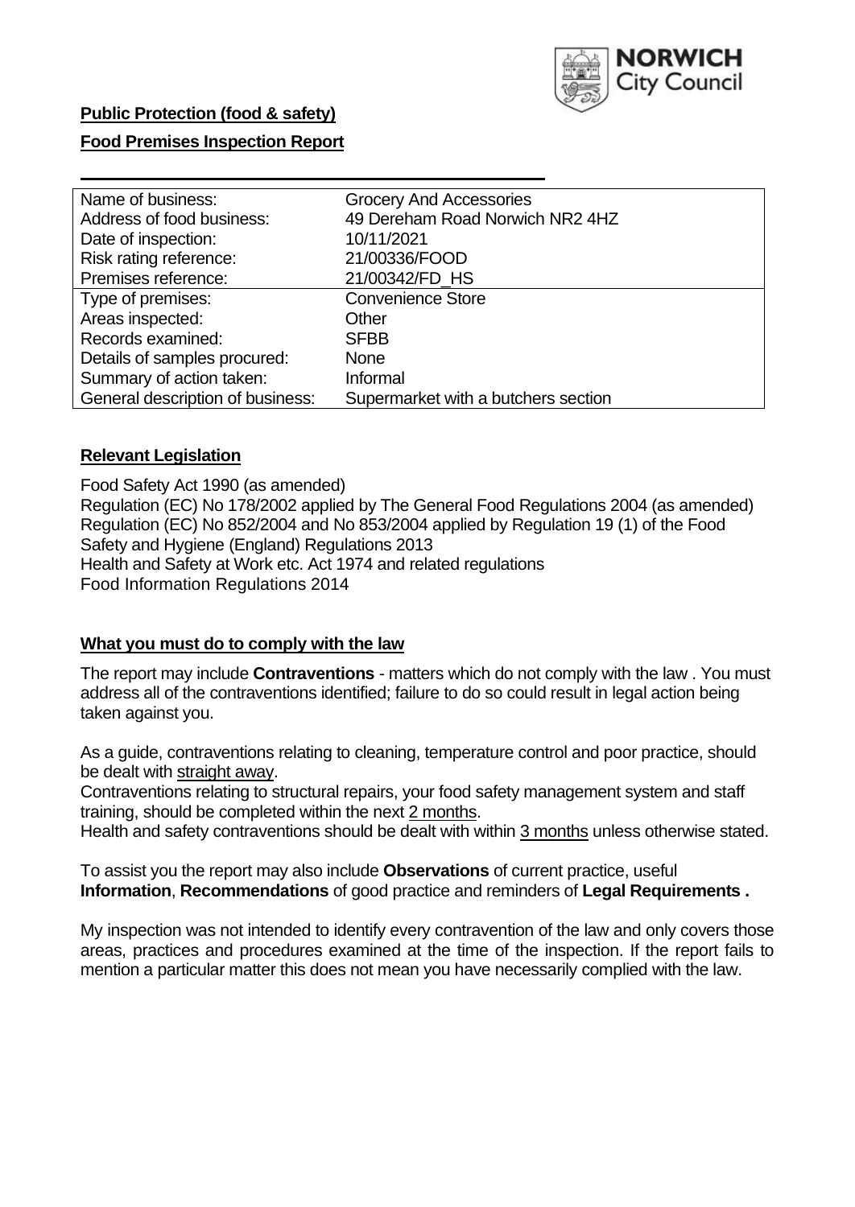**Public Protection (food & safety)**

**Food Premises Inspection Report**

| Name of business: | Grocery And Accessories |
|---|---|
| Address of food business: | 49 Dereham Road Norwich NR2 4HZ |
| Date of inspection: | 10/11/2021 |
| Risk rating reference: | 21/00336/FOOD |
| Premises reference: | 21/00342/FD_HS |
| Type of premises: | Convenience Store |
| Areas inspected: | Other |
| Records examined: | SFBB |
| Details of samples procured: | None |
| Summary of action taken: | Informal |
| General description of business: | Supermarket with a butchers section |

## Relevant Legislation

Food Safety Act 1990 (as amended)
Regulation (EC) No 178/2002 applied by The General Food Regulations 2004 (as amended)
Regulation (EC) No 852/2004 and No 853/2004 applied by Regulation 19 (1) of the Food Safety and Hygiene (England) Regulations 2013
Health and Safety at Work etc. Act 1974 and related regulations
Food Information Regulations 2014

## What you must do to comply with the law

The report may include **Contraventions** - matters which do not comply with the law . You must address all of the contraventions identified; failure to do so could result in legal action being taken against you.

As a guide, contraventions relating to cleaning, temperature control and poor practice, should be dealt with straight away.

Contraventions relating to structural repairs, your food safety management system and staff training, should be completed within the next 2 months.

Health and safety contraventions should be dealt with within 3 months unless otherwise stated.

To assist you the report may also include **Observations** of current practice, useful **Information**, **Recommendations** of good practice and reminders of **Legal Requirements .**

My inspection was not intended to identify every contravention of the law and only covers those areas, practices and procedures examined at the time of the inspection. If the report fails to mention a particular matter this does not mean you have necessarily complied with the law.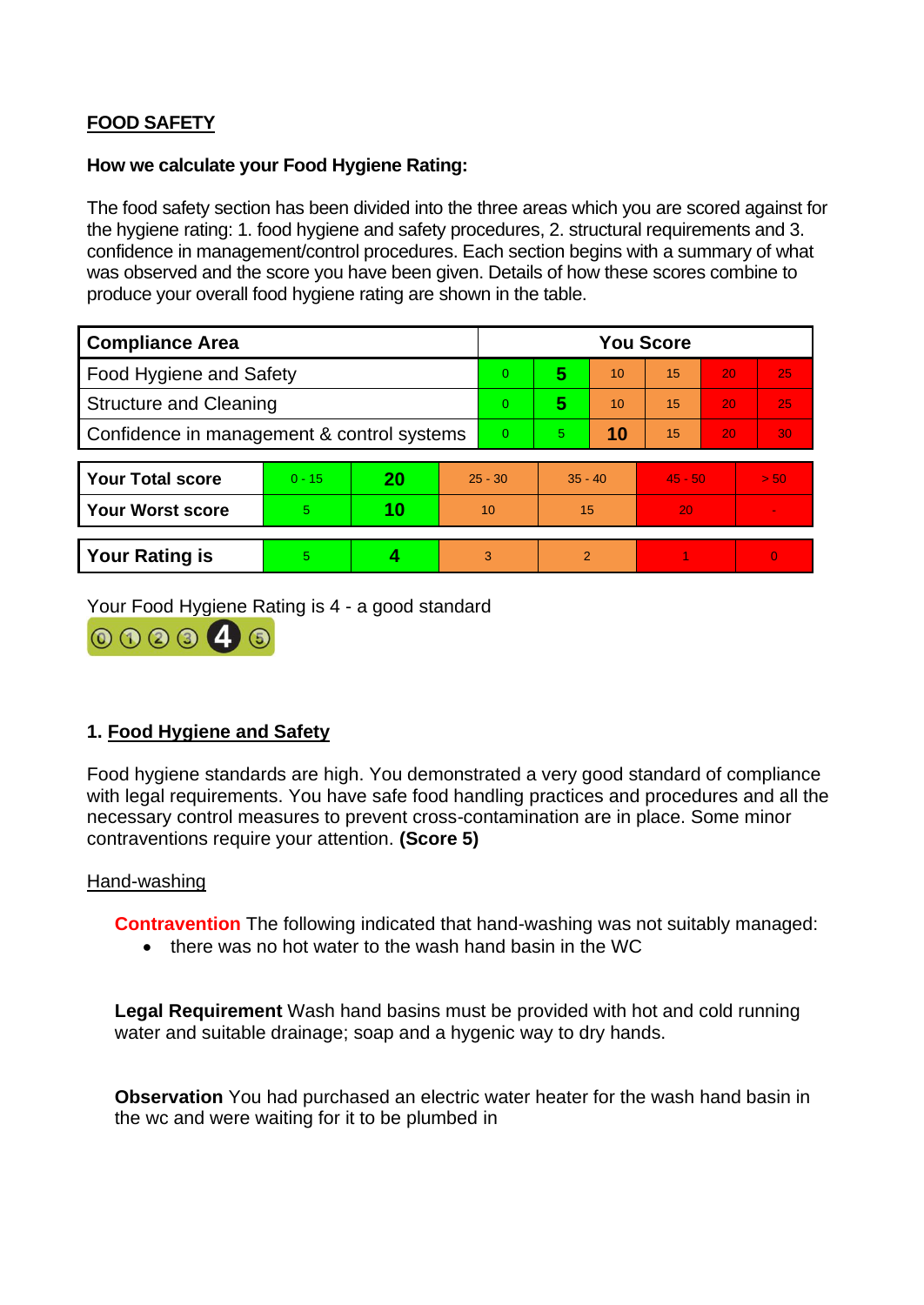**FOOD SAFETY**

**How we calculate your Food Hygiene Rating:**

The food safety section has been divided into the three areas which you are scored against for the hygiene rating: 1. food hygiene and safety procedures, 2. structural requirements and 3. confidence in management/control procedures. Each section begins with a summary of what was observed and the score you have been given. Details of how these scores combine to produce your overall food hygiene rating are shown in the table.

| Compliance Area | You Score | | | | | |
|---|---|---|---|---|---|---|
| Food Hygiene and Safety | 0 | **5** | 10 | 15 | 20 | 25 |
| Structure and Cleaning | 0 | **5** | 10 | 15 | 20 | 25 |
| Confidence in management & control systems | 0 | 5 | **10** | 15 | 20 | 30 |

| | | | | | | |
|---|---|---|---|---|---|---|
| **Your Total score** | 0 - 15 | **20** | 25 - 30 | 35 - 40 | 45 - 50 | > 50 |
| **Your Worst score** | 5 | **10** | 10 | 15 | 20 | - |

| | | | | | | |
|---|---|---|---|---|---|---|
| **Your Rating is** | 5 | **4** | 3 | 2 | 1 | 0 |

Your Food Hygiene Rating is 4 - a good standard

## 1. Food Hygiene and Safety

Food hygiene standards are high. You demonstrated a very good standard of compliance with legal requirements. You have safe food handling practices and procedures and all the necessary control measures to prevent cross-contamination are in place. Some minor contraventions require your attention. **(Score 5)**

Hand-washing

**Contravention** The following indicated that hand-washing was not suitably managed:

- there was no hot water to the wash hand basin in the WC

**Legal Requirement** Wash hand basins must be provided with hot and cold running water and suitable drainage; soap and a hygenic way to dry hands.

**Observation** You had purchased an electric water heater for the wash hand basin in the wc and were waiting for it to be plumbed in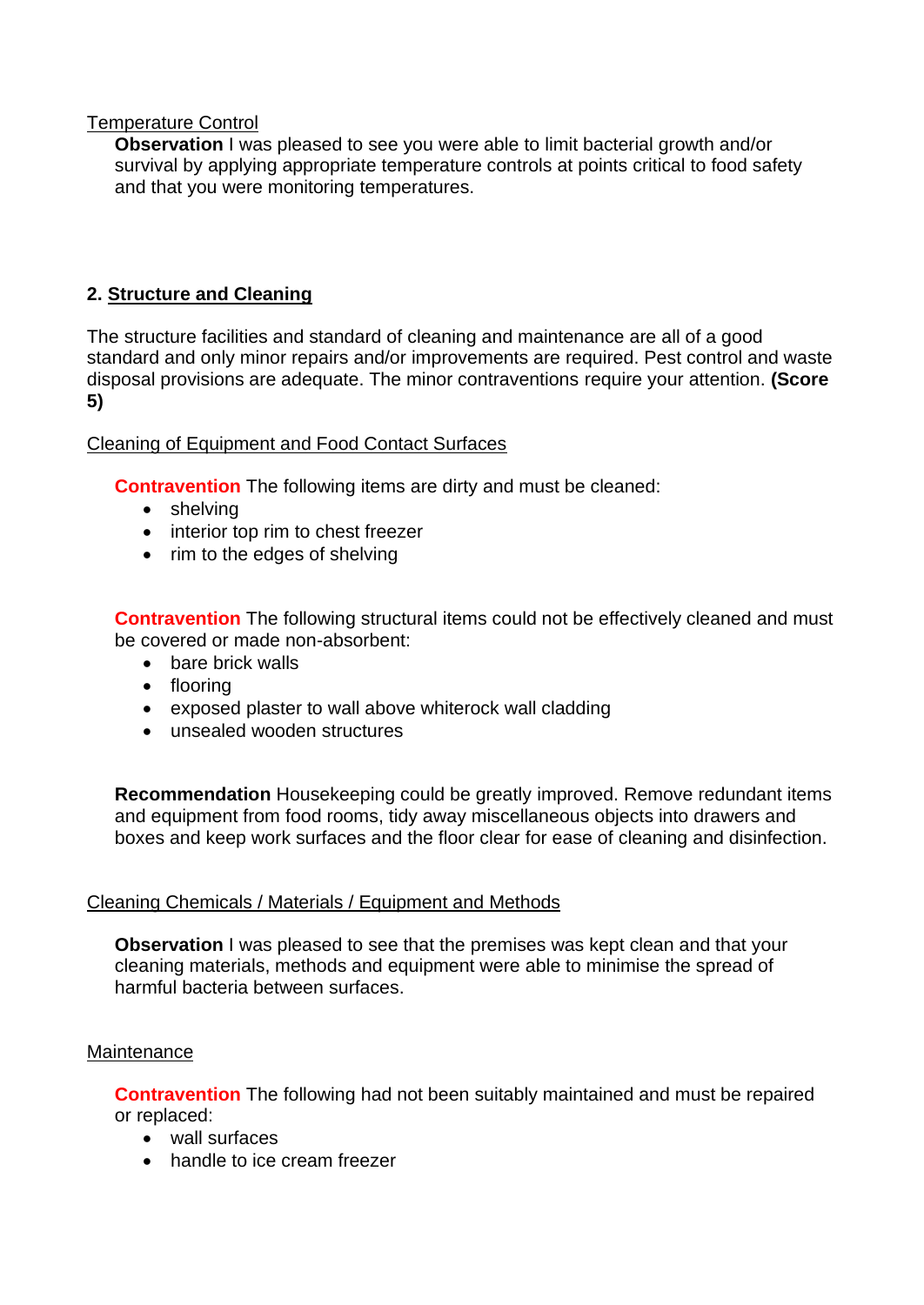Temperature Control

**Observation** I was pleased to see you were able to limit bacterial growth and/or survival by applying appropriate temperature controls at points critical to food safety and that you were monitoring temperatures.

## 2. Structure and Cleaning

The structure facilities and standard of cleaning and maintenance are all of a good standard and only minor repairs and/or improvements are required. Pest control and waste disposal provisions are adequate. The minor contraventions require your attention. **(Score 5)**

Cleaning of Equipment and Food Contact Surfaces

**Contravention** The following items are dirty and must be cleaned:

- shelving
- interior top rim to chest freezer
- rim to the edges of shelving

**Contravention** The following structural items could not be effectively cleaned and must be covered or made non-absorbent:

- bare brick walls
- flooring
- exposed plaster to wall above whiterock wall cladding
- unsealed wooden structures

**Recommendation** Housekeeping could be greatly improved. Remove redundant items and equipment from food rooms, tidy away miscellaneous objects into drawers and boxes and keep work surfaces and the floor clear for ease of cleaning and disinfection.

Cleaning Chemicals / Materials / Equipment and Methods

**Observation** I was pleased to see that the premises was kept clean and that your cleaning materials, methods and equipment were able to minimise the spread of harmful bacteria between surfaces.

Maintenance

**Contravention** The following had not been suitably maintained and must be repaired or replaced:

- wall surfaces
- handle to ice cream freezer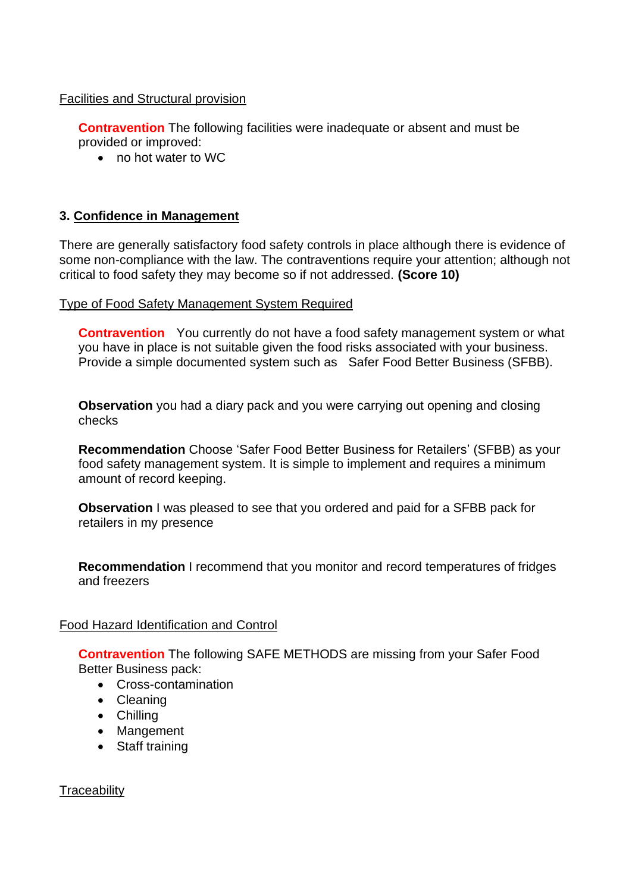Facilities and Structural provision

**Contravention** The following facilities were inadequate or absent and must be provided or improved:

- no hot water to WC

## 3. Confidence in Management

There are generally satisfactory food safety controls in place although there is evidence of some non-compliance with the law. The contraventions require your attention; although not critical to food safety they may become so if not addressed. **(Score 10)**

Type of Food Safety Management System Required

**Contravention** You currently do not have a food safety management system or what you have in place is not suitable given the food risks associated with your business. Provide a simple documented system such as Safer Food Better Business (SFBB).

**Observation** you had a diary pack and you were carrying out opening and closing checks

**Recommendation** Choose 'Safer Food Better Business for Retailers' (SFBB) as your food safety management system. It is simple to implement and requires a minimum amount of record keeping.

**Observation** I was pleased to see that you ordered and paid for a SFBB pack for retailers in my presence

**Recommendation** I recommend that you monitor and record temperatures of fridges and freezers

Food Hazard Identification and Control

**Contravention** The following SAFE METHODS are missing from your Safer Food Better Business pack:

- Cross-contamination
- Cleaning
- Chilling
- Mangement
- Staff training

Traceability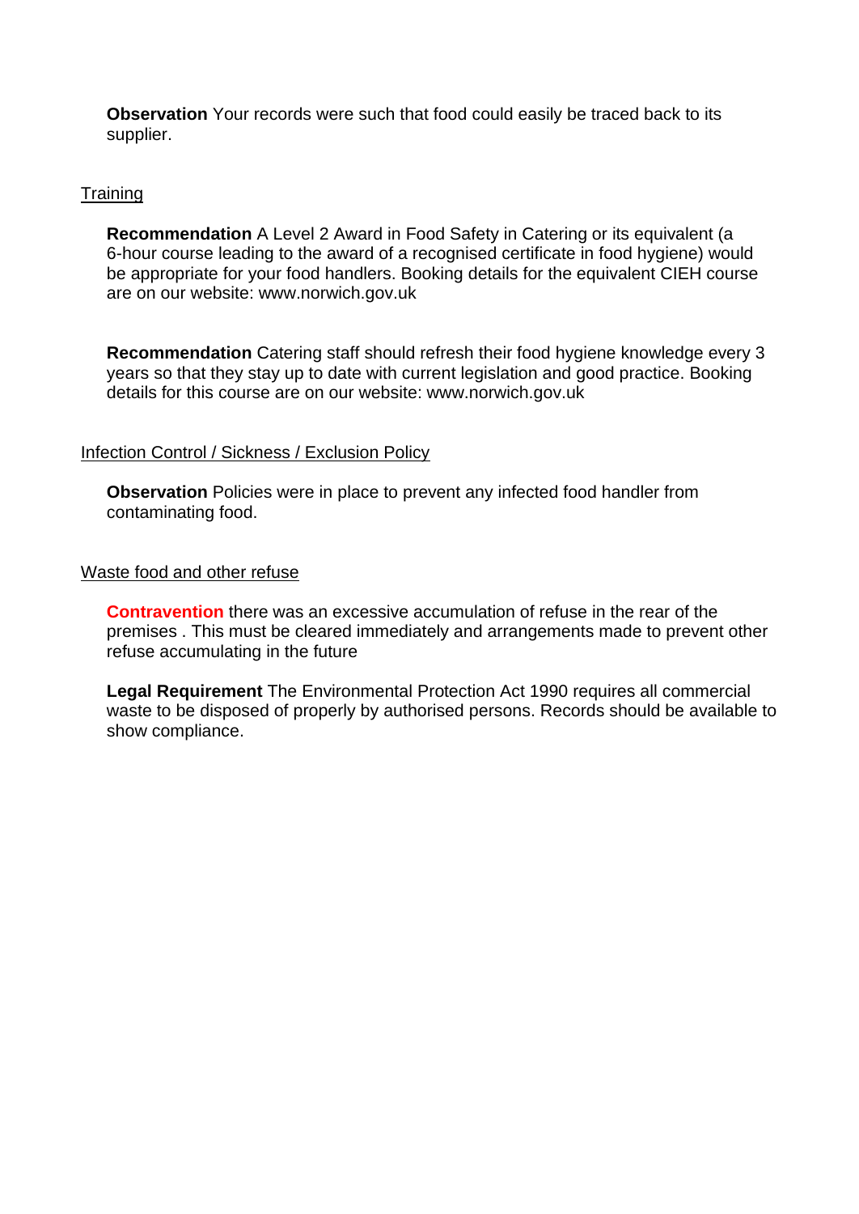**Observation** Your records were such that food could easily be traced back to its supplier.

Training

**Recommendation** A Level 2 Award in Food Safety in Catering or its equivalent (a 6-hour course leading to the award of a recognised certificate in food hygiene) would be appropriate for your food handlers. Booking details for the equivalent CIEH course are on our website: www.norwich.gov.uk

**Recommendation** Catering staff should refresh their food hygiene knowledge every 3 years so that they stay up to date with current legislation and good practice. Booking details for this course are on our website: www.norwich.gov.uk

Infection Control / Sickness / Exclusion Policy

**Observation** Policies were in place to prevent any infected food handler from contaminating food.

Waste food and other refuse

**Contravention** there was an excessive accumulation of refuse in the rear of the premises . This must be cleared immediately and arrangements made to prevent other refuse accumulating in the future

**Legal Requirement** The Environmental Protection Act 1990 requires all commercial waste to be disposed of properly by authorised persons. Records should be available to show compliance.